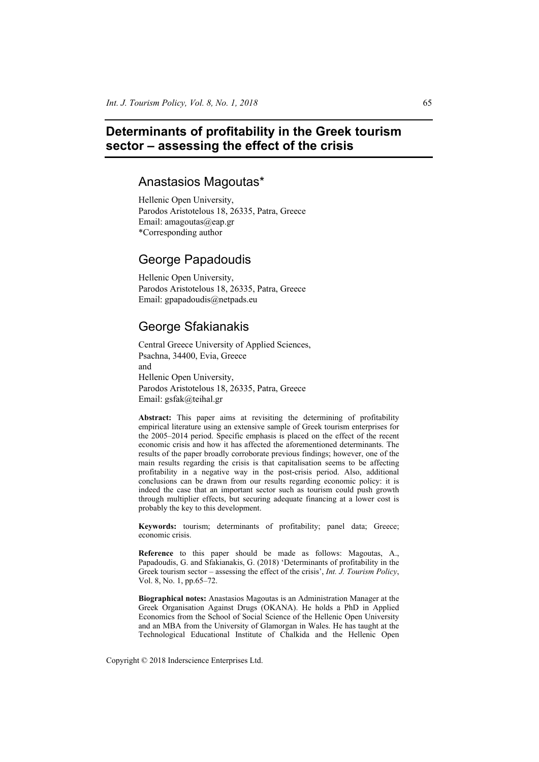# Determinants of profitability in the Greek tourism sector – assessing the effect of the crisis

## Anastasios Magoutas*

Hellenic Open University,
Parodos Aristotelous 18, 26335, Patra, Greece
Email: amagoutas@eap.gr
*Corresponding author

## George Papadoudis

Hellenic Open University,
Parodos Aristotelous 18, 26335, Patra, Greece
Email: gpapadoudis@netpads.eu

## George Sfakianakis

Central Greece University of Applied Sciences,
Psachna, 34400, Evia, Greece
and
Hellenic Open University,
Parodos Aristotelous 18, 26335, Patra, Greece
Email: gsfak@teihal.gr

**Abstract:** This paper aims at revisiting the determining of profitability empirical literature using an extensive sample of Greek tourism enterprises for the 2005–2014 period. Specific emphasis is placed on the effect of the recent economic crisis and how it has affected the aforementioned determinants. The results of the paper broadly corroborate previous findings; however, one of the main results regarding the crisis is that capitalisation seems to be affecting profitability in a negative way in the post-crisis period. Also, additional conclusions can be drawn from our results regarding economic policy: it is indeed the case that an important sector such as tourism could push growth through multiplier effects, but securing adequate financing at a lower cost is probably the key to this development.

**Keywords:** tourism; determinants of profitability; panel data; Greece; economic crisis.

**Reference** to this paper should be made as follows: Magoutas, A., Papadoudis, G. and Sfakianakis, G. (2018) 'Determinants of profitability in the Greek tourism sector – assessing the effect of the crisis', *Int. J. Tourism Policy*, Vol. 8, No. 1, pp.65–72.

**Biographical notes:** Anastasios Magoutas is an Administration Manager at the Greek Organisation Against Drugs (OKANA). He holds a PhD in Applied Economics from the School of Social Science of the Hellenic Open University and an MBA from the University of Glamorgan in Wales. He has taught at the Technological Educational Institute of Chalkida and the Hellenic Open

Copyright © 2018 Inderscience Enterprises Ltd.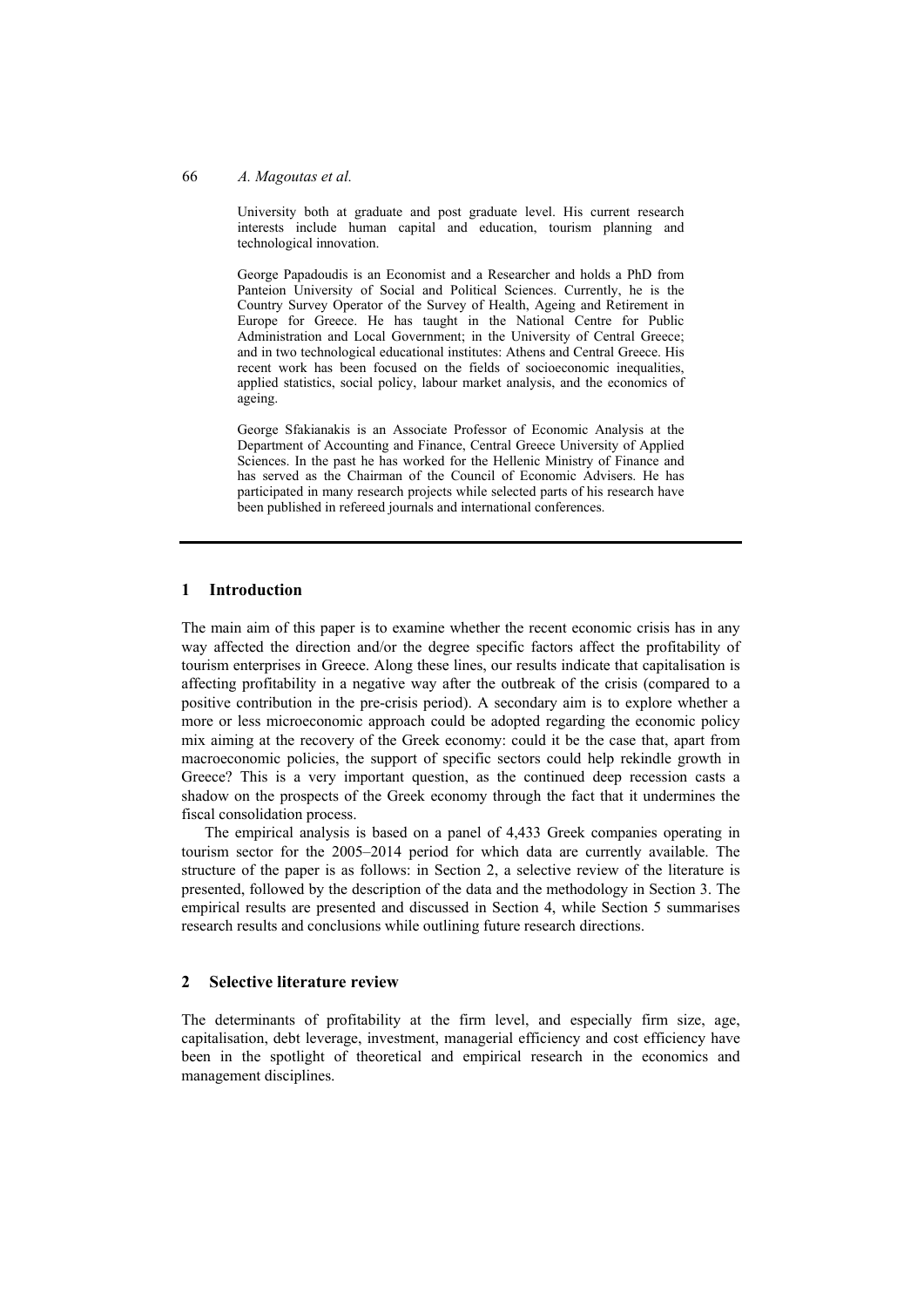University both at graduate and post graduate level. His current research interests include human capital and education, tourism planning and technological innovation.

George Papadoudis is an Economist and a Researcher and holds a PhD from Panteion University of Social and Political Sciences. Currently, he is the Country Survey Operator of the Survey of Health, Ageing and Retirement in Europe for Greece. He has taught in the National Centre for Public Administration and Local Government; in the University of Central Greece; and in two technological educational institutes: Athens and Central Greece. His recent work has been focused on the fields of socioeconomic inequalities, applied statistics, social policy, labour market analysis, and the economics of ageing.

George Sfakianakis is an Associate Professor of Economic Analysis at the Department of Accounting and Finance, Central Greece University of Applied Sciences. In the past he has worked for the Hellenic Ministry of Finance and has served as the Chairman of the Council of Economic Advisers. He has participated in many research projects while selected parts of his research have been published in refereed journals and international conferences.

## 1 Introduction

The main aim of this paper is to examine whether the recent economic crisis has in any way affected the direction and/or the degree specific factors affect the profitability of tourism enterprises in Greece. Along these lines, our results indicate that capitalisation is affecting profitability in a negative way after the outbreak of the crisis (compared to a positive contribution in the pre-crisis period). A secondary aim is to explore whether a more or less microeconomic approach could be adopted regarding the economic policy mix aiming at the recovery of the Greek economy: could it be the case that, apart from macroeconomic policies, the support of specific sectors could help rekindle growth in Greece? This is a very important question, as the continued deep recession casts a shadow on the prospects of the Greek economy through the fact that it undermines the fiscal consolidation process.

The empirical analysis is based on a panel of 4,433 Greek companies operating in tourism sector for the 2005–2014 period for which data are currently available. The structure of the paper is as follows: in Section 2, a selective review of the literature is presented, followed by the description of the data and the methodology in Section 3. The empirical results are presented and discussed in Section 4, while Section 5 summarises research results and conclusions while outlining future research directions.

## 2 Selective literature review

The determinants of profitability at the firm level, and especially firm size, age, capitalisation, debt leverage, investment, managerial efficiency and cost efficiency have been in the spotlight of theoretical and empirical research in the economics and management disciplines.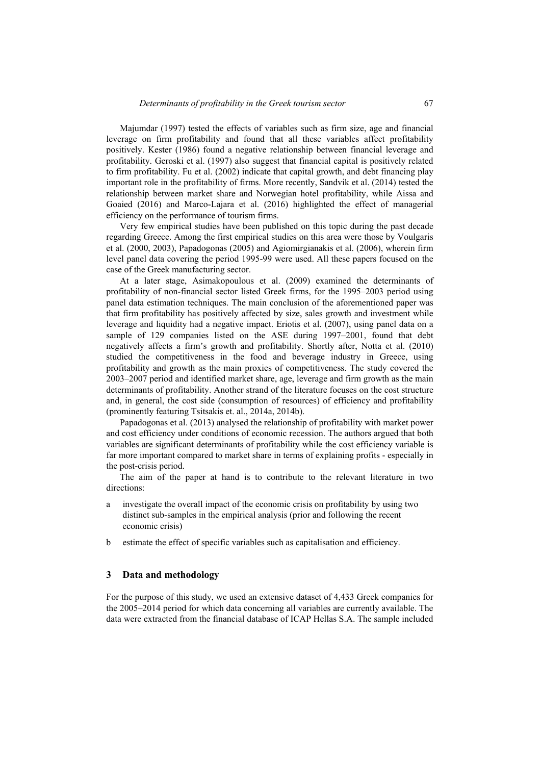Majumdar (1997) tested the effects of variables such as firm size, age and financial leverage on firm profitability and found that all these variables affect profitability positively. Kester (1986) found a negative relationship between financial leverage and profitability. Geroski et al. (1997) also suggest that financial capital is positively related to firm profitability. Fu et al. (2002) indicate that capital growth, and debt financing play important role in the profitability of firms. More recently, Sandvik et al. (2014) tested the relationship between market share and Norwegian hotel profitability, while Aissa and Goaied (2016) and Marco-Lajara et al. (2016) highlighted the effect of managerial efficiency on the performance of tourism firms.

Very few empirical studies have been published on this topic during the past decade regarding Greece. Among the first empirical studies on this area were those by Voulgaris et al. (2000, 2003), Papadogonas (2005) and Agiomirgianakis et al. (2006), wherein firm level panel data covering the period 1995-99 were used. All these papers focused on the case of the Greek manufacturing sector.

At a later stage, Asimakopoulous et al. (2009) examined the determinants of profitability of non-financial sector listed Greek firms, for the 1995–2003 period using panel data estimation techniques. The main conclusion of the aforementioned paper was that firm profitability has positively affected by size, sales growth and investment while leverage and liquidity had a negative impact. Eriotis et al. (2007), using panel data on a sample of 129 companies listed on the ASE during 1997–2001, found that debt negatively affects a firm's growth and profitability. Shortly after, Notta et al. (2010) studied the competitiveness in the food and beverage industry in Greece, using profitability and growth as the main proxies of competitiveness. The study covered the 2003–2007 period and identified market share, age, leverage and firm growth as the main determinants of profitability. Another strand of the literature focuses on the cost structure and, in general, the cost side (consumption of resources) of efficiency and profitability (prominently featuring Tsitsakis et. al., 2014a, 2014b).

Papadogonas et al. (2013) analysed the relationship of profitability with market power and cost efficiency under conditions of economic recession. The authors argued that both variables are significant determinants of profitability while the cost efficiency variable is far more important compared to market share in terms of explaining profits - especially in the post-crisis period.

The aim of the paper at hand is to contribute to the relevant literature in two directions:

a. investigate the overall impact of the economic crisis on profitability by using two distinct sub-samples in the empirical analysis (prior and following the recent economic crisis)

b. estimate the effect of specific variables such as capitalisation and efficiency.

## 3 Data and methodology

For the purpose of this study, we used an extensive dataset of 4,433 Greek companies for the 2005–2014 period for which data concerning all variables are currently available. The data were extracted from the financial database of ICAP Hellas S.A. The sample included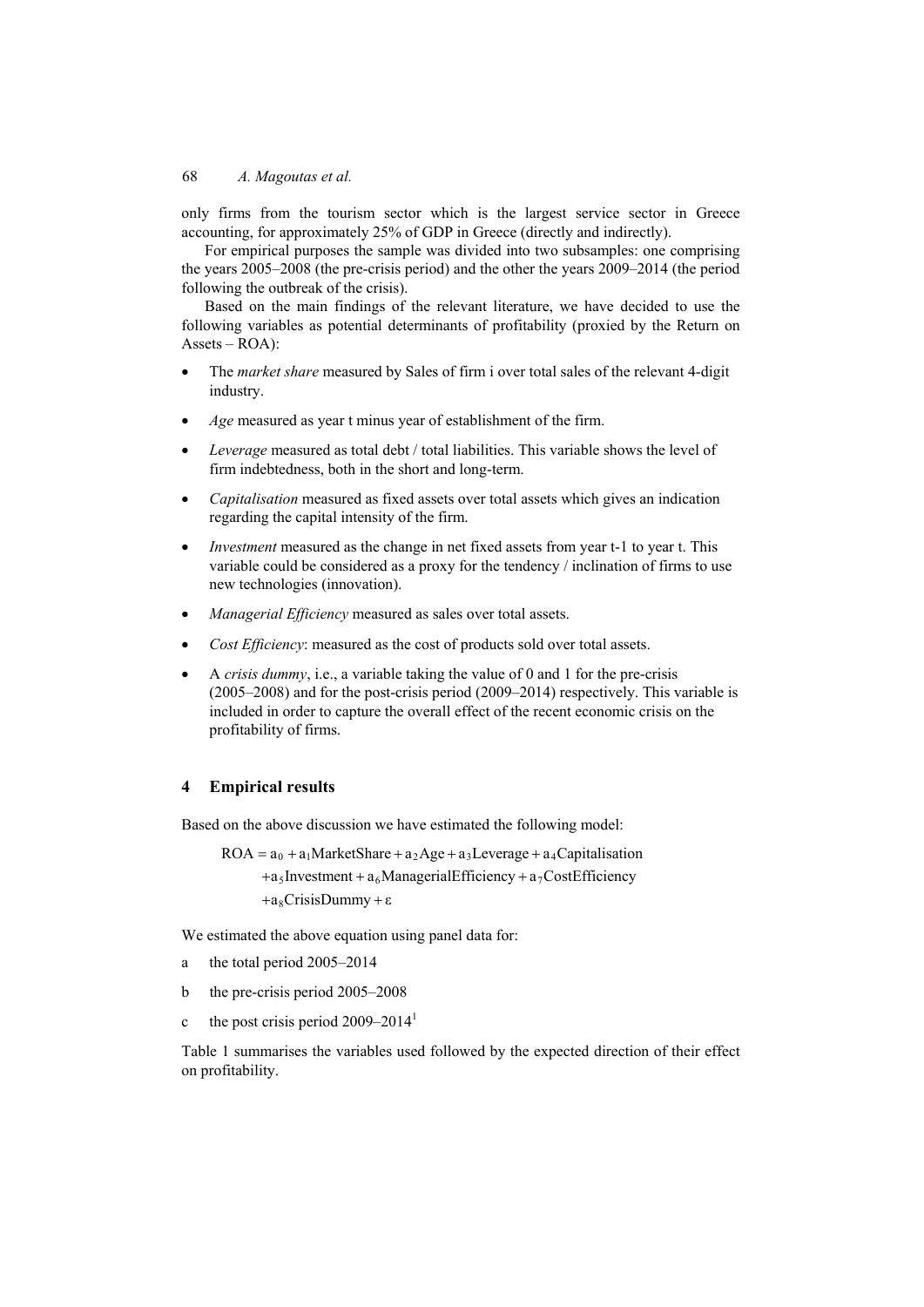only firms from the tourism sector which is the largest service sector in Greece accounting, for approximately 25% of GDP in Greece (directly and indirectly).

For empirical purposes the sample was divided into two subsamples: one comprising the years 2005–2008 (the pre-crisis period) and the other the years 2009–2014 (the period following the outbreak of the crisis).

Based on the main findings of the relevant literature, we have decided to use the following variables as potential determinants of profitability (proxied by the Return on Assets – ROA):

- The *market share* measured by Sales of firm i over total sales of the relevant 4-digit industry.
- *Age* measured as year t minus year of establishment of the firm.
- *Leverage* measured as total debt / total liabilities. This variable shows the level of firm indebtedness, both in the short and long-term.
- *Capitalisation* measured as fixed assets over total assets which gives an indication regarding the capital intensity of the firm.
- *Investment* measured as the change in net fixed assets from year t-1 to year t. This variable could be considered as a proxy for the tendency / inclination of firms to use new technologies (innovation).
- *Managerial Efficiency* measured as sales over total assets.
- *Cost Efficiency*: measured as the cost of products sold over total assets.
- A *crisis dummy*, i.e., a variable taking the value of 0 and 1 for the pre-crisis (2005–2008) and for the post-crisis period (2009–2014) respectively. This variable is included in order to capture the overall effect of the recent economic crisis on the profitability of firms.

## 4 Empirical results

Based on the above discussion we have estimated the following model:

$$\begin{aligned} \text{ROA} = {} & a_0 + a_1\text{MarketShare} + a_2\text{Age} + a_3\text{Leverage} + a_4\text{Capitalisation} \\ & + a_5\text{Investment} + a_6\text{ManagerialEfficiency} + a_7\text{CostEfficiency} \\ & + a_8\text{CrisisDummy} + \varepsilon \end{aligned}$$

We estimated the above equation using panel data for:

a. the total period 2005–2014
b. the pre-crisis period 2005–2008
c. the post crisis period 2009–2014[1]

Table 1 summarises the variables used followed by the expected direction of their effect on profitability.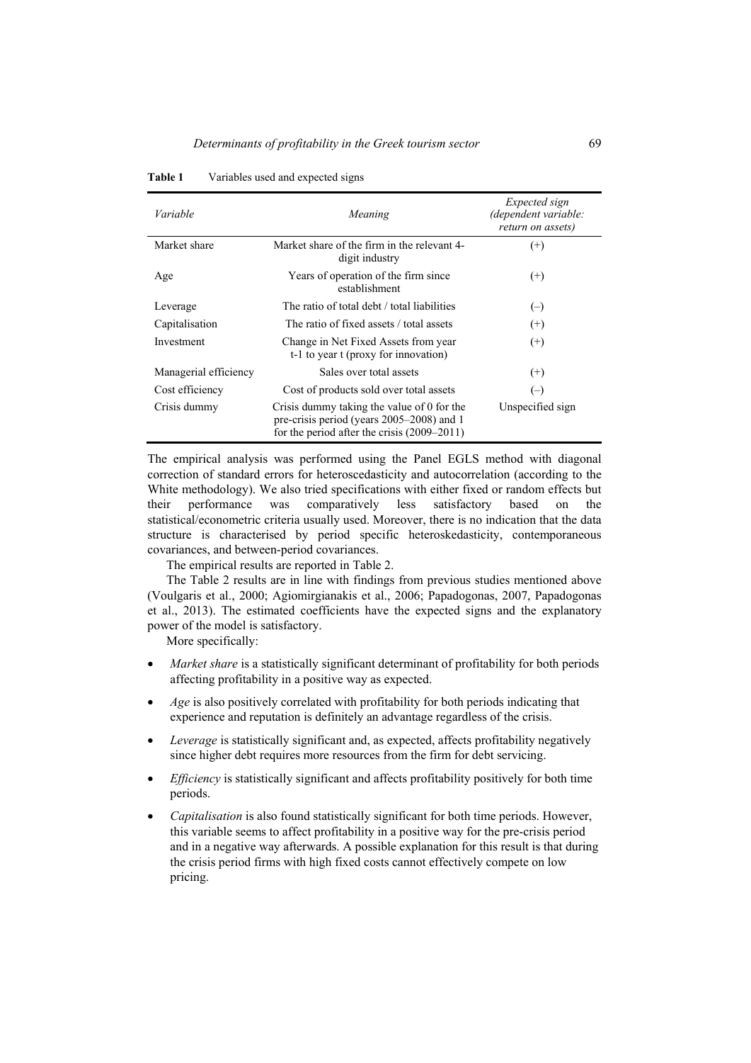**Table 1** Variables used and expected signs

| *Variable* | *Meaning* | *Expected sign (dependent variable: return on assets)* |
|---|---|---|
| Market share | Market share of the firm in the relevant 4-digit industry | (+) |
| Age | Years of operation of the firm since establishment | (+) |
| Leverage | The ratio of total debt / total liabilities | (–) |
| Capitalisation | The ratio of fixed assets / total assets | (+) |
| Investment | Change in Net Fixed Assets from year t-1 to year t (proxy for innovation) | (+) |
| Managerial efficiency | Sales over total assets | (+) |
| Cost efficiency | Cost of products sold over total assets | (–) |
| Crisis dummy | Crisis dummy taking the value of 0 for the pre-crisis period (years 2005–2008) and 1 for the period after the crisis (2009–2011) | Unspecified sign |

The empirical analysis was performed using the Panel EGLS method with diagonal correction of standard errors for heteroscedasticity and autocorrelation (according to the White methodology). We also tried specifications with either fixed or random effects but their performance was comparatively less satisfactory based on the statistical/econometric criteria usually used. Moreover, there is no indication that the data structure is characterised by period specific heteroskedasticity, contemporaneous covariances, and between-period covariances.

The empirical results are reported in Table 2.

The Table 2 results are in line with findings from previous studies mentioned above (Voulgaris et al., 2000; Agiomirgianakis et al., 2006; Papadogonas, 2007, Papadogonas et al., 2013). The estimated coefficients have the expected signs and the explanatory power of the model is satisfactory.

More specifically:

- *Market share* is a statistically significant determinant of profitability for both periods affecting profitability in a positive way as expected.
- *Age* is also positively correlated with profitability for both periods indicating that experience and reputation is definitely an advantage regardless of the crisis.
- *Leverage* is statistically significant and, as expected, affects profitability negatively since higher debt requires more resources from the firm for debt servicing.
- *Efficiency* is statistically significant and affects profitability positively for both time periods.
- *Capitalisation* is also found statistically significant for both time periods. However, this variable seems to affect profitability in a positive way for the pre-crisis period and in a negative way afterwards. A possible explanation for this result is that during the crisis period firms with high fixed costs cannot effectively compete on low pricing.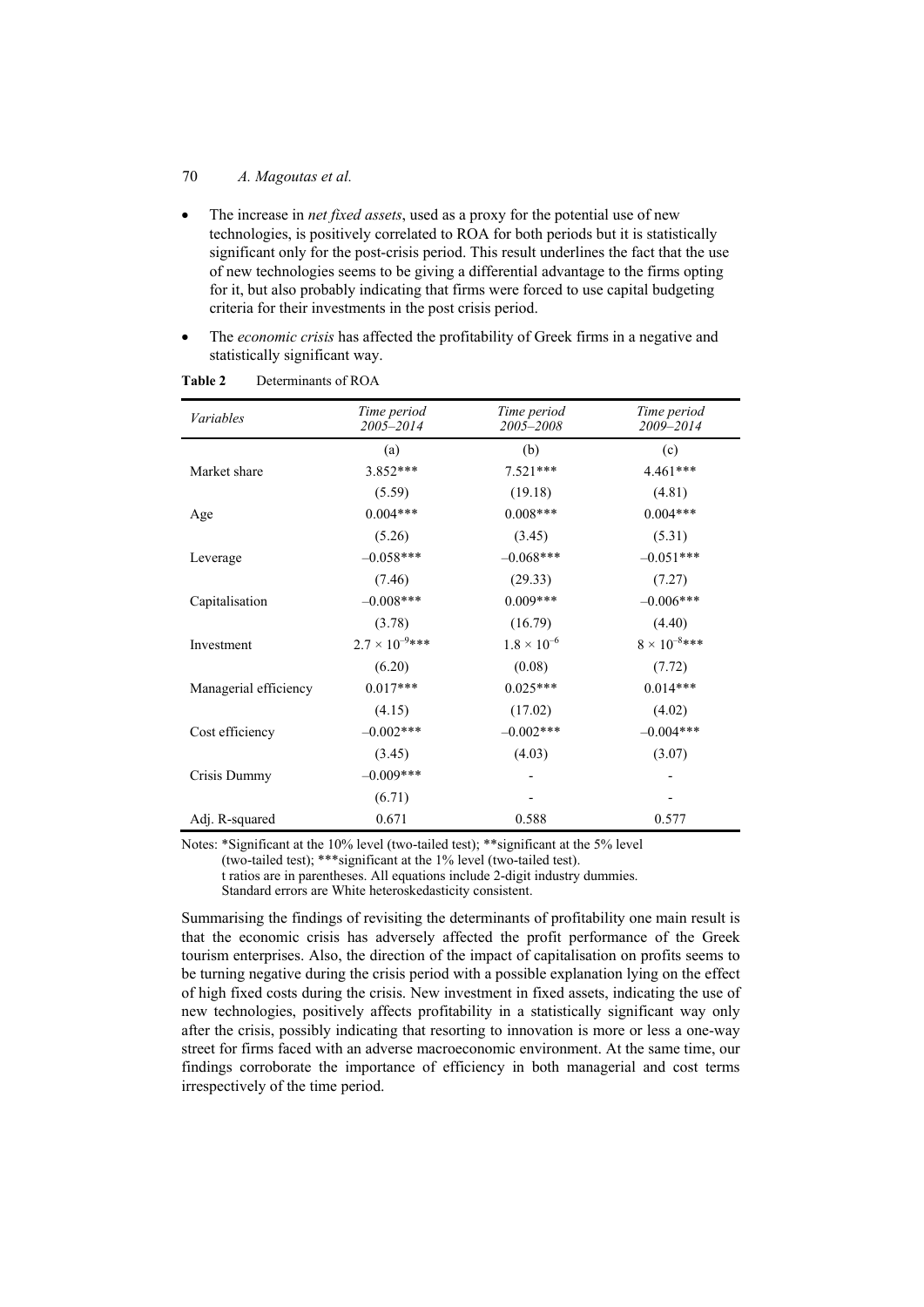- The increase in *net fixed assets*, used as a proxy for the potential use of new technologies, is positively correlated to ROA for both periods but it is statistically significant only for the post-crisis period. This result underlines the fact that the use of new technologies seems to be giving a differential advantage to the firms opting for it, but also probably indicating that firms were forced to use capital budgeting criteria for their investments in the post crisis period.
- The *economic crisis* has affected the profitability of Greek firms in a negative and statistically significant way.

**Table 2** Determinants of ROA

| *Variables* | *Time period 2005–2014* | *Time period 2005–2008* | *Time period 2009–2014* |
|---|---|---|---|
| | (a) | (b) | (c) |
| Market share | 3.852*** | 7.521*** | 4.461*** |
| | (5.59) | (19.18) | (4.81) |
| Age | 0.004*** | 0.008*** | 0.004*** |
| | (5.26) | (3.45) | (5.31) |
| Leverage | –0.058*** | –0.068*** | –0.051*** |
| | (7.46) | (29.33) | (7.27) |
| Capitalisation | –0.008*** | 0.009*** | –0.006*** |
| | (3.78) | (16.79) | (4.40) |
| Investment | $2.7 \times 10^{-9}$*** | $1.8 \times 10^{-6}$ | $8 \times 10^{-8}$*** |
| | (6.20) | (0.08) | (7.72) |
| Managerial efficiency | 0.017*** | 0.025*** | 0.014*** |
| | (4.15) | (17.02) | (4.02) |
| Cost efficiency | –0.002*** | –0.002*** | –0.004*** |
| | (3.45) | (4.03) | (3.07) |
| Crisis Dummy | –0.009*** | - | - |
| | (6.71) | - | - |
| Adj. R-squared | 0.671 | 0.588 | 0.577 |

Notes: *Significant at the 10% level (two-tailed test); **significant at the 5% level (two-tailed test); ***significant at the 1% level (two-tailed test).
t ratios are in parentheses. All equations include 2-digit industry dummies.
Standard errors are White heteroskedasticity consistent.

Summarising the findings of revisiting the determinants of profitability one main result is that the economic crisis has adversely affected the profit performance of the Greek tourism enterprises. Also, the direction of the impact of capitalisation on profits seems to be turning negative during the crisis period with a possible explanation lying on the effect of high fixed costs during the crisis. New investment in fixed assets, indicating the use of new technologies, positively affects profitability in a statistically significant way only after the crisis, possibly indicating that resorting to innovation is more or less a one-way street for firms faced with an adverse macroeconomic environment. At the same time, our findings corroborate the importance of efficiency in both managerial and cost terms irrespectively of the time period.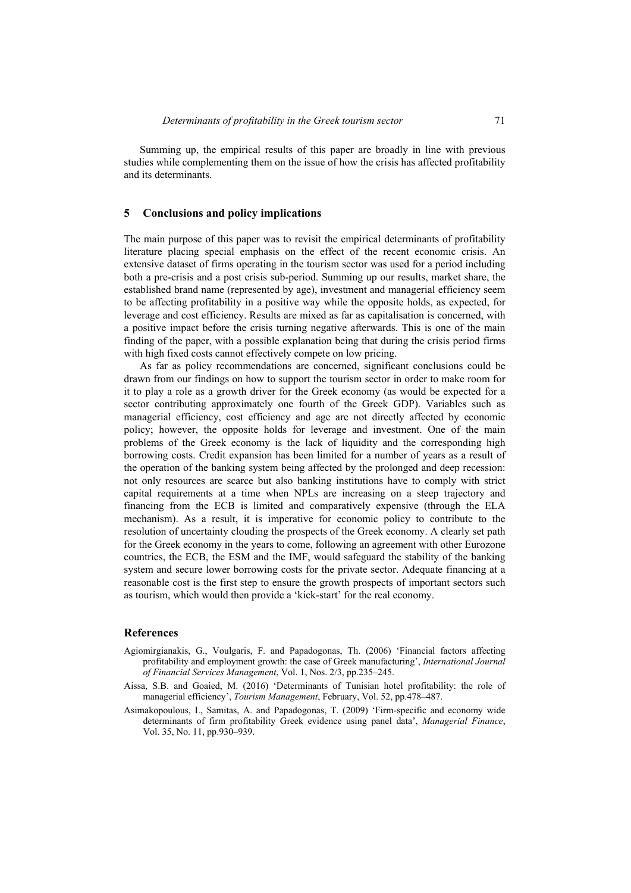Summing up, the empirical results of this paper are broadly in line with previous studies while complementing them on the issue of how the crisis has affected profitability and its determinants.

## 5 Conclusions and policy implications

The main purpose of this paper was to revisit the empirical determinants of profitability literature placing special emphasis on the effect of the recent economic crisis. An extensive dataset of firms operating in the tourism sector was used for a period including both a pre-crisis and a post crisis sub-period. Summing up our results, market share, the established brand name (represented by age), investment and managerial efficiency seem to be affecting profitability in a positive way while the opposite holds, as expected, for leverage and cost efficiency. Results are mixed as far as capitalisation is concerned, with a positive impact before the crisis turning negative afterwards. This is one of the main finding of the paper, with a possible explanation being that during the crisis period firms with high fixed costs cannot effectively compete on low pricing.

As far as policy recommendations are concerned, significant conclusions could be drawn from our findings on how to support the tourism sector in order to make room for it to play a role as a growth driver for the Greek economy (as would be expected for a sector contributing approximately one fourth of the Greek GDP). Variables such as managerial efficiency, cost efficiency and age are not directly affected by economic policy; however, the opposite holds for leverage and investment. One of the main problems of the Greek economy is the lack of liquidity and the corresponding high borrowing costs. Credit expansion has been limited for a number of years as a result of the operation of the banking system being affected by the prolonged and deep recession: not only resources are scarce but also banking institutions have to comply with strict capital requirements at a time when NPLs are increasing on a steep trajectory and financing from the ECB is limited and comparatively expensive (through the ELA mechanism). As a result, it is imperative for economic policy to contribute to the resolution of uncertainty clouding the prospects of the Greek economy. A clearly set path for the Greek economy in the years to come, following an agreement with other Eurozone countries, the ECB, the ESM and the IMF, would safeguard the stability of the banking system and secure lower borrowing costs for the private sector. Adequate financing at a reasonable cost is the first step to ensure the growth prospects of important sectors such as tourism, which would then provide a 'kick-start' for the real economy.

## References

Agiomirgianakis, G., Voulgaris, F. and Papadogonas, Th. (2006) 'Financial factors affecting profitability and employment growth: the case of Greek manufacturing', *International Journal of Financial Services Management*, Vol. 1, Nos. 2/3, pp.235–245.

Aissa, S.B. and Goaied, M. (2016) 'Determinants of Tunisian hotel profitability: the role of managerial efficiency', *Tourism Management*, February, Vol. 52, pp.478–487.

Asimakopoulous, I., Samitas, A. and Papadogonas, T. (2009) 'Firm-specific and economy wide determinants of firm profitability Greek evidence using panel data', *Managerial Finance*, Vol. 35, No. 11, pp.930–939.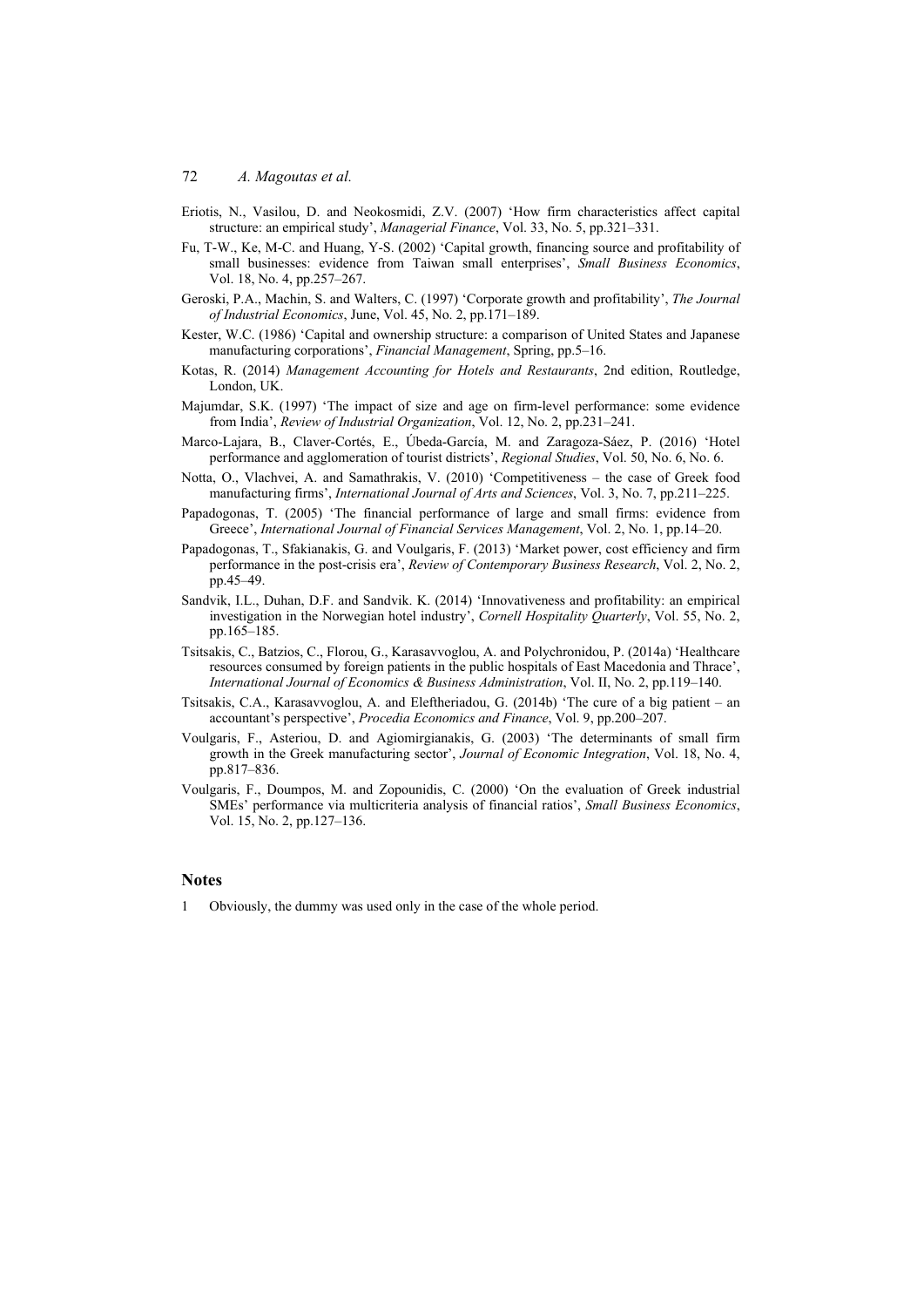Eriotis, N., Vasilou, D. and Neokosmidi, Z.V. (2007) 'How firm characteristics affect capital structure: an empirical study', *Managerial Finance*, Vol. 33, No. 5, pp.321–331.

Fu, T-W., Ke, M-C. and Huang, Y-S. (2002) 'Capital growth, financing source and profitability of small businesses: evidence from Taiwan small enterprises', *Small Business Economics*, Vol. 18, No. 4, pp.257–267.

Geroski, P.A., Machin, S. and Walters, C. (1997) 'Corporate growth and profitability', *The Journal of Industrial Economics*, June, Vol. 45, No. 2, pp.171–189.

Kester, W.C. (1986) 'Capital and ownership structure: a comparison of United States and Japanese manufacturing corporations', *Financial Management*, Spring, pp.5–16.

Kotas, R. (2014) *Management Accounting for Hotels and Restaurants*, 2nd edition, Routledge, London, UK.

Majumdar, S.K. (1997) 'The impact of size and age on firm-level performance: some evidence from India', *Review of Industrial Organization*, Vol. 12, No. 2, pp.231–241.

Marco-Lajara, B., Claver-Cortés, E., Úbeda-García, M. and Zaragoza-Sáez, P. (2016) 'Hotel performance and agglomeration of tourist districts', *Regional Studies*, Vol. 50, No. 6, No. 6.

Notta, O., Vlachvei, A. and Samathrakis, V. (2010) 'Competitiveness – the case of Greek food manufacturing firms', *International Journal of Arts and Sciences*, Vol. 3, No. 7, pp.211–225.

Papadogonas, T. (2005) 'The financial performance of large and small firms: evidence from Greece', *International Journal of Financial Services Management*, Vol. 2, No. 1, pp.14–20.

Papadogonas, T., Sfakianakis, G. and Voulgaris, F. (2013) 'Market power, cost efficiency and firm performance in the post-crisis era', *Review of Contemporary Business Research*, Vol. 2, No. 2, pp.45–49.

Sandvik, I.L., Duhan, D.F. and Sandvik. K. (2014) 'Innovativeness and profitability: an empirical investigation in the Norwegian hotel industry', *Cornell Hospitality Quarterly*, Vol. 55, No. 2, pp.165–185.

Tsitsakis, C., Batzios, C., Florou, G., Karasavvoglou, A. and Polychronidou, P. (2014a) 'Healthcare resources consumed by foreign patients in the public hospitals of East Macedonia and Thrace', *International Journal of Economics & Business Administration*, Vol. II, No. 2, pp.119–140.

Tsitsakis, C.A., Karasavvoglou, A. and Eleftheriadou, G. (2014b) 'The cure of a big patient – an accountant's perspective', *Procedia Economics and Finance*, Vol. 9, pp.200–207.

Voulgaris, F., Asteriou, D. and Agiomirgianakis, G. (2003) 'The determinants of small firm growth in the Greek manufacturing sector', *Journal of Economic Integration*, Vol. 18, No. 4, pp.817–836.

Voulgaris, F., Doumpos, M. and Zopounidis, C. (2000) 'On the evaluation of Greek industrial SMEs' performance via multicriteria analysis of financial ratios', *Small Business Economics*, Vol. 15, No. 2, pp.127–136.

## Notes

1 Obviously, the dummy was used only in the case of the whole period.